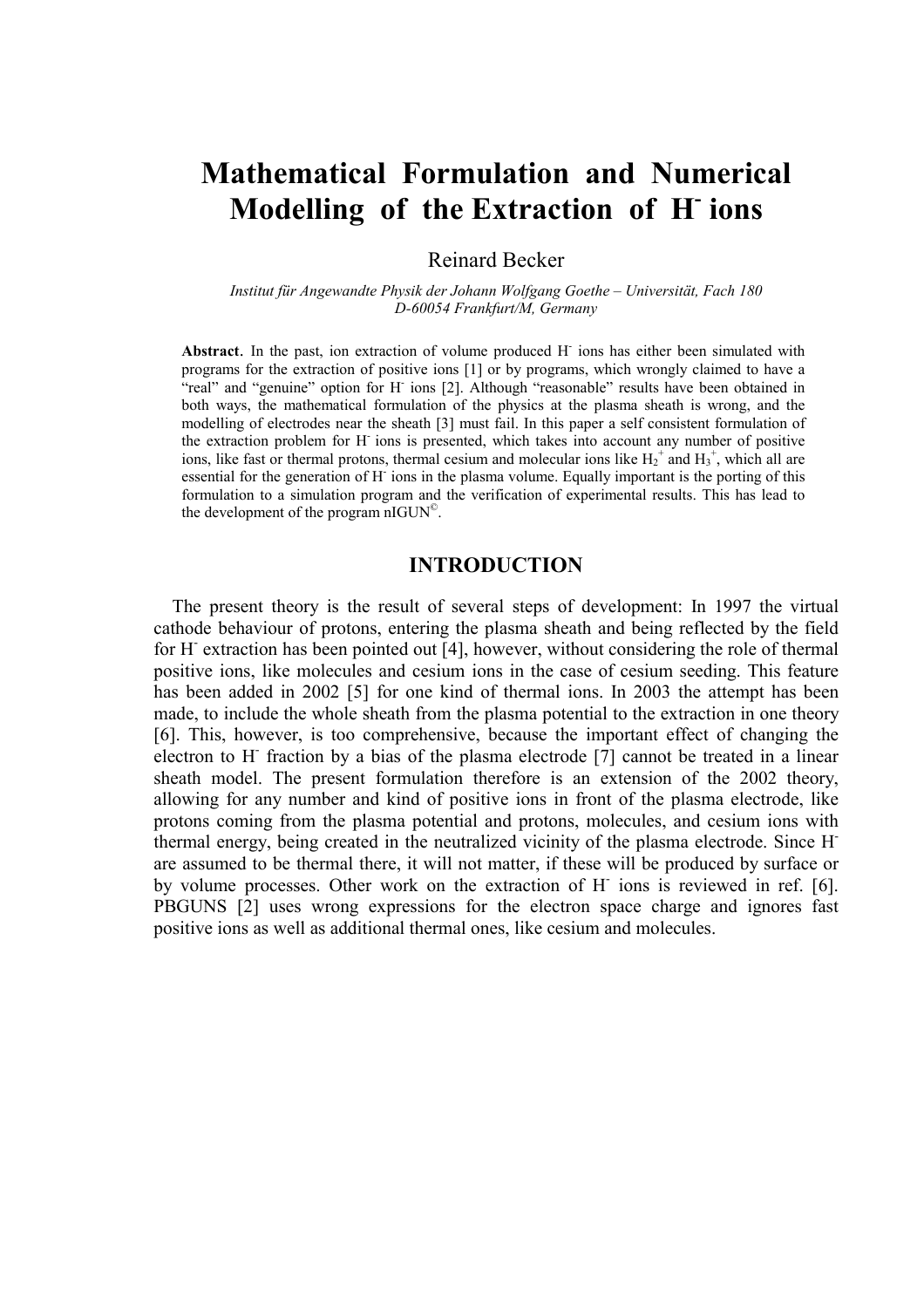# Mathematical Formulation and Numerical Modelling of the Extraction of $H^-$ ions

Reinard Becker

*Institut für Angewandte Physik der Johann Wolfgang Goethe – Universität, Fach 180*
*D-60054 Frankfurt/M, Germany*

**Abstract.** In the past, ion extraction of volume produced $H^-$ ions has either been simulated with programs for the extraction of positive ions [1] or by programs, which wrongly claimed to have a "real" and "genuine" option for $H^-$ ions [2]. Although "reasonable" results have been obtained in both ways, the mathematical formulation of the physics at the plasma sheath is wrong, and the modelling of electrodes near the sheath [3] must fail. In this paper a self consistent formulation of the extraction problem for $H^-$ ions is presented, which takes into account any number of positive ions, like fast or thermal protons, thermal cesium and molecular ions like $H_2^+$ and $H_3^+$, which all are essential for the generation of $H^-$ ions in the plasma volume. Equally important is the porting of this formulation to a simulation program and the verification of experimental results. This has lead to the development of the program nIGUN©.

## INTRODUCTION

The present theory is the result of several steps of development: In 1997 the virtual cathode behaviour of protons, entering the plasma sheath and being reflected by the field for $H^-$ extraction has been pointed out [4], however, without considering the role of thermal positive ions, like molecules and cesium ions in the case of cesium seeding. This feature has been added in 2002 [5] for one kind of thermal ions. In 2003 the attempt has been made, to include the whole sheath from the plasma potential to the extraction in one theory [6]. This, however, is too comprehensive, because the important effect of changing the electron to $H^-$ fraction by a bias of the plasma electrode [7] cannot be treated in a linear sheath model. The present formulation therefore is an extension of the 2002 theory, allowing for any number and kind of positive ions in front of the plasma electrode, like protons coming from the plasma potential and protons, molecules, and cesium ions with thermal energy, being created in the neutralized vicinity of the plasma electrode. Since $H^-$ are assumed to be thermal there, it will not matter, if these will be produced by surface or by volume processes. Other work on the extraction of $H^-$ ions is reviewed in ref. [6]. PBGUNS [2] uses wrong expressions for the electron space charge and ignores fast positive ions as well as additional thermal ones, like cesium and molecules.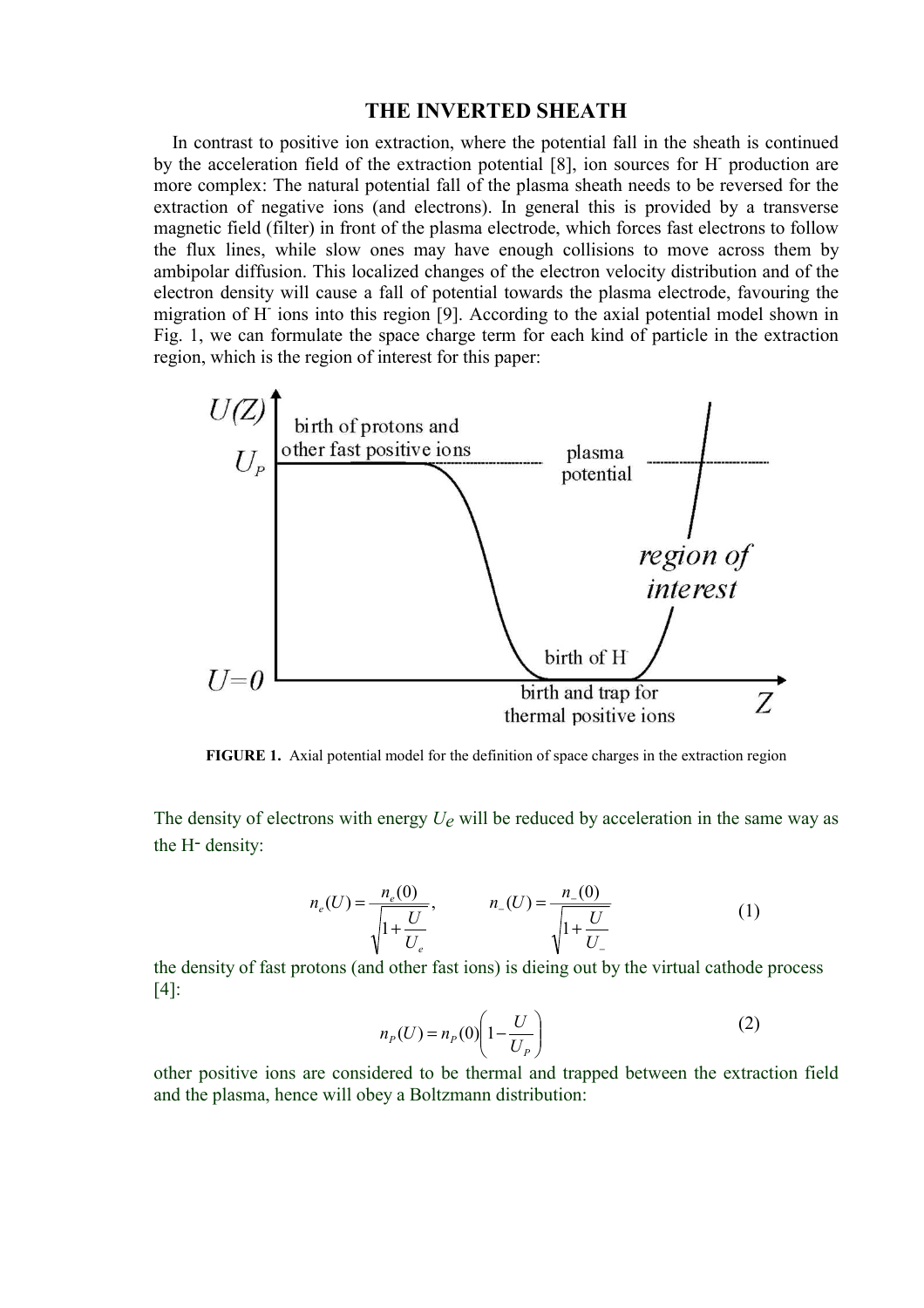## THE INVERTED SHEATH

In contrast to positive ion extraction, where the potential fall in the sheath is continued by the acceleration field of the extraction potential [8], ion sources for $H^-$ production are more complex: The natural potential fall of the plasma sheath needs to be reversed for the extraction of negative ions (and electrons). In general this is provided by a transverse magnetic field (filter) in front of the plasma electrode, which forces fast electrons to follow the flux lines, while slow ones may have enough collisions to move across them by ambipolar diffusion. This localized changes of the electron velocity distribution and of the electron density will cause a fall of potential towards the plasma electrode, favouring the migration of $H^-$ ions into this region [9]. According to the axial potential model shown in Fig. 1, we can formulate the space charge term for each kind of particle in the extraction region, which is the region of interest for this paper:

**FIGURE 1.** Axial potential model for the definition of space charges in the extraction region

The density of electrons with energy $U_e$ will be reduced by acceleration in the same way as the $H^-$ density:

$$n_e(U) = \frac{n_e(0)}{\sqrt{1+\frac{U}{U_e}}}, \qquad n_-(U) = \frac{n_-(0)}{\sqrt{1+\frac{U}{U_-}}} \tag{1}$$

the density of fast protons (and other fast ions) is dieing out by the virtual cathode process [4]:

$$n_P(U) = n_P(0)\left(1-\frac{U}{U_P}\right) \tag{2}$$

other positive ions are considered to be thermal and trapped between the extraction field and the plasma, hence will obey a Boltzmann distribution: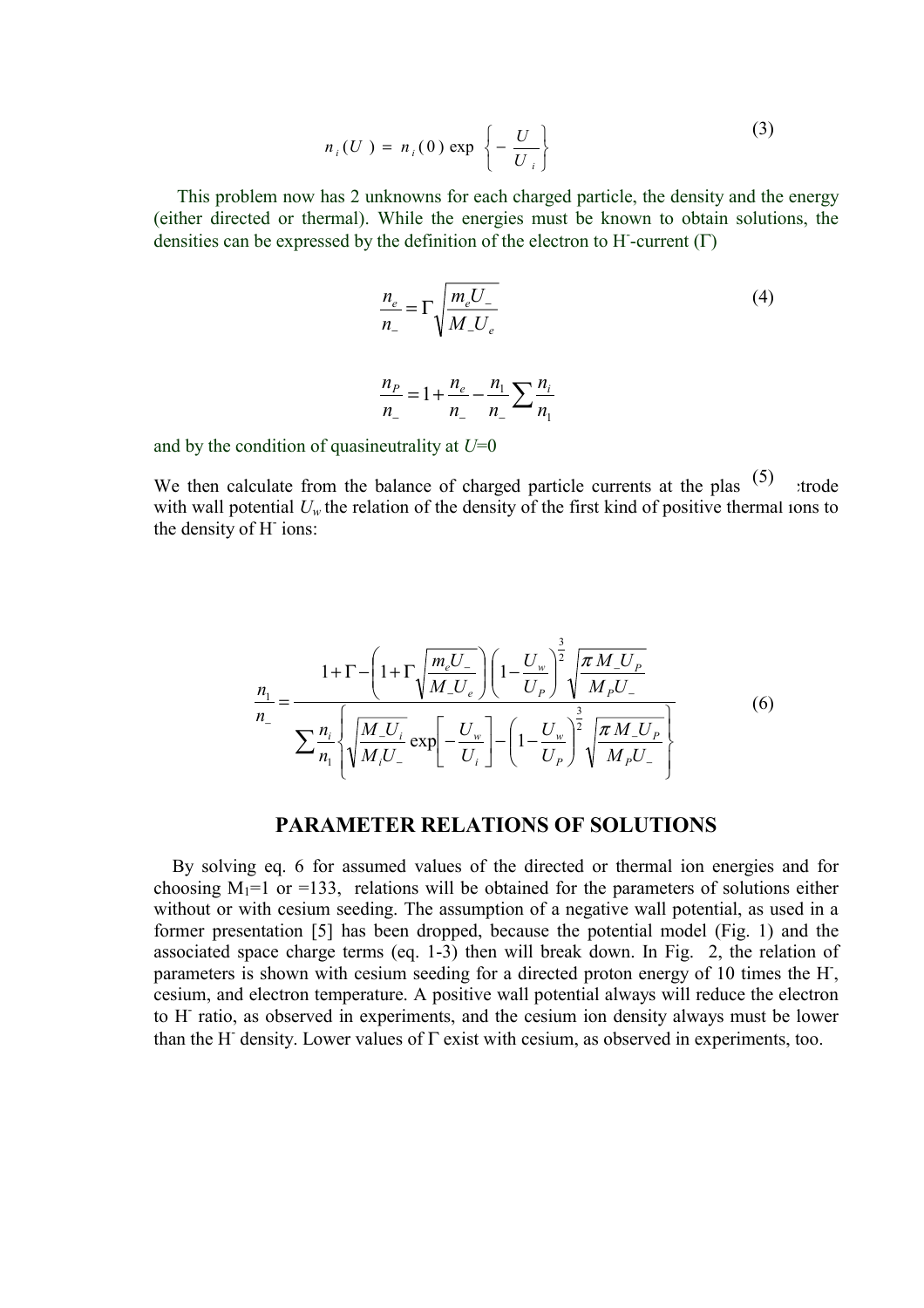$$n_i(U) = n_i(0) \exp\left\{-\frac{U}{U_i}\right\} \tag{3}$$

This problem now has 2 unknowns for each charged particle, the density and the energy (either directed or thermal). While the energies must be known to obtain solutions, the densities can be expressed by the definition of the electron to $H^-$-current ($\Gamma$)

$$\frac{n_e}{n_-} = \Gamma \sqrt{\frac{m_e U_-}{M_- U_e}} \tag{4}$$

$$\frac{n_P}{n_-} = 1 + \frac{n_e}{n_-} - \frac{n_1}{n_-} \sum \frac{n_i}{n_1} \tag{5}$$

and by the condition of quasineutrality at $U$=0

We then calculate from the balance of charged particle currents at the plasma electrode with wall potential $U_w$ the relation of the density of the first kind of positive thermal ions to the density of $H^-$ ions:

$$\frac{n_1}{n_-} = \frac{1+\Gamma - \left(1+\Gamma\sqrt{\frac{m_e U_-}{M_- U_e}}\right)\left(1-\frac{U_w}{U_P}\right)^{\frac{3}{2}}\sqrt{\frac{\pi M_- U_P}{M_P U_-}}}{\sum \frac{n_i}{n_1}\left\{\sqrt{\frac{M_- U_i}{M_i U_-}}\exp\left[-\frac{U_w}{U_i}\right] - \left(1-\frac{U_w}{U_P}\right)^{\frac{3}{2}}\sqrt{\frac{\pi M_- U_P}{M_P U_-}}\right\}} \tag{6}$$

## PARAMETER RELATIONS OF SOLUTIONS

By solving eq. 6 for assumed values of the directed or thermal ion energies and for choosing $M_1$=1 or =133, relations will be obtained for the parameters of solutions either without or with cesium seeding. The assumption of a negative wall potential, as used in a former presentation [5] has been dropped, because the potential model (Fig. 1) and the associated space charge terms (eq. 1-3) then will break down. In Fig. 2, the relation of parameters is shown with cesium seeding for a directed proton energy of 10 times the $H^-$, cesium, and electron temperature. A positive wall potential always will reduce the electron to $H^-$ ratio, as observed in experiments, and the cesium ion density always must be lower than the $H^-$ density. Lower values of $\Gamma$ exist with cesium, as observed in experiments, too.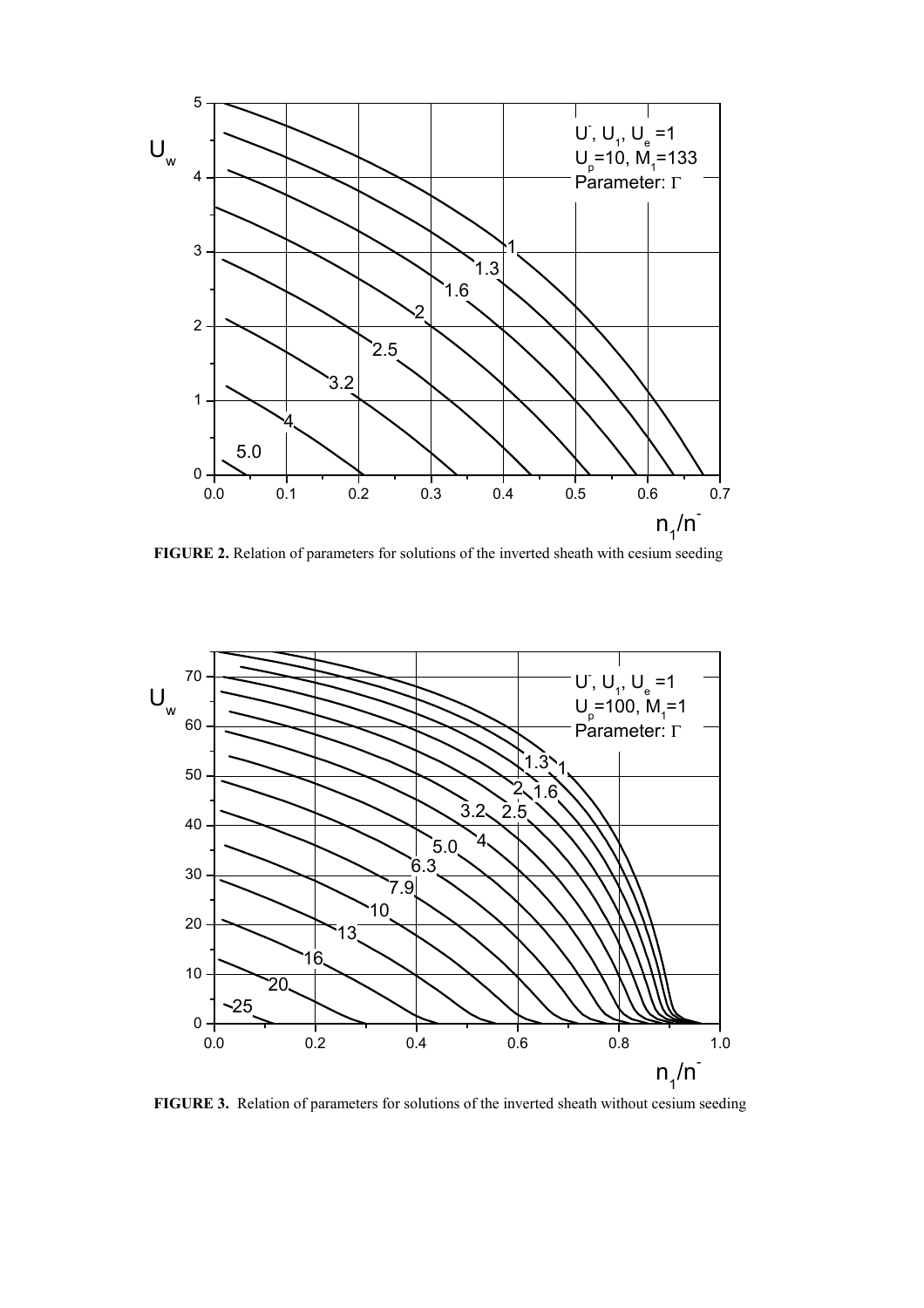**FIGURE 2.** Relation of parameters for solutions of the inverted sheath with cesium seeding

**FIGURE 3.** Relation of parameters for solutions of the inverted sheath without cesium seeding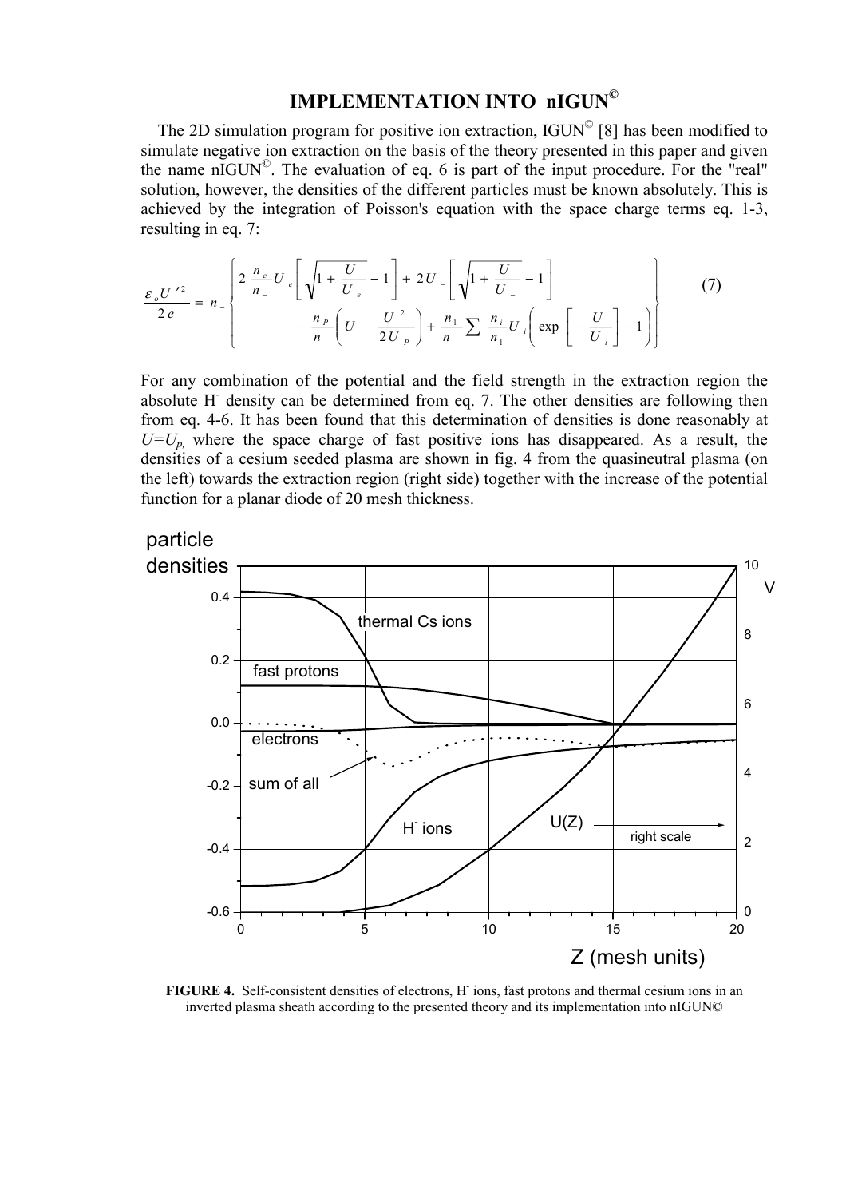## IMPLEMENTATION INTO nIGUN©

The 2D simulation program for positive ion extraction, IGUN© [8] has been modified to simulate negative ion extraction on the basis of the theory presented in this paper and given the name nIGUN©. The evaluation of eq. 6 is part of the input procedure. For the "real" solution, however, the densities of the different particles must be known absolutely. This is achieved by the integration of Poisson's equation with the space charge terms eq. 1-3, resulting in eq. 7:

$$\frac{\varepsilon_o U'^2}{2e} = n_- \left\{ \begin{array}{l} 2\frac{n_e}{n_-}U_e\left[\sqrt{1+\frac{U}{U_e}}-1\right] + 2U_-\left[\sqrt{1+\frac{U}{U_-}}-1\right] \\ \qquad -\frac{n_P}{n_-}\left(U-\frac{U^2}{2U_P}\right)+\frac{n_1}{n_-}\sum\frac{n_i}{n_1}U_i\left(\exp\left[-\frac{U}{U_i}\right]-1\right) \end{array} \right\} \tag{7}$$

For any combination of the potential and the field strength in the extraction region the absolute $H^-$ density can be determined from eq. 7. The other densities are following then from eq. 4-6. It has been found that this determination of densities is done reasonably at $U=U_p$, where the space charge of fast positive ions has disappeared. As a result, the densities of a cesium seeded plasma are shown in fig. 4 from the quasineutral plasma (on the left) towards the extraction region (right side) together with the increase of the potential function for a planar diode of 20 mesh thickness.

**FIGURE 4.** Self-consistent densities of electrons, $H^-$ ions, fast protons and thermal cesium ions in an inverted plasma sheath according to the presented theory and its implementation into nIGUN©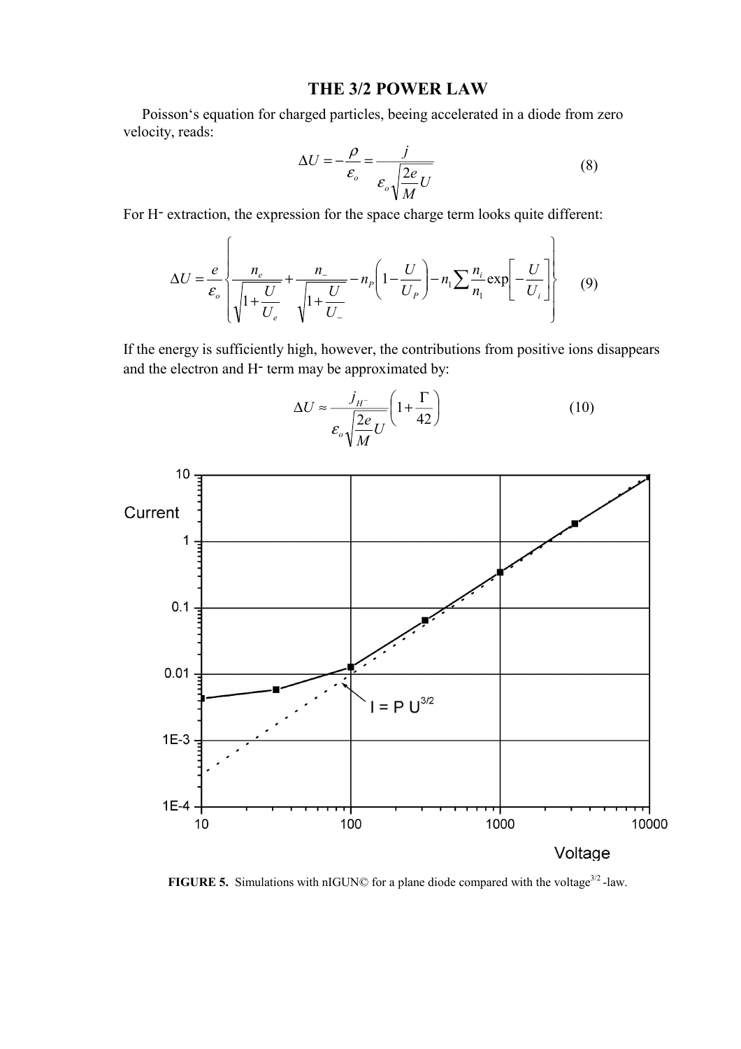## THE 3/2 POWER LAW

Poisson's equation for charged particles, beeing accelerated in a diode from zero velocity, reads:

$$\Delta U = -\frac{\rho}{\varepsilon_o} = \frac{j}{\varepsilon_o \sqrt{\frac{2e}{M} U}} \tag{8}$$

For H⁻ extraction, the expression for the space charge term looks quite different:

$$\Delta U = \frac{e}{\varepsilon_o} \left\{ \frac{n_e}{\sqrt{1 + \frac{U}{U_e}}} + \frac{n_-}{\sqrt{1 + \frac{U}{U_-}}} - n_P \left( 1 - \frac{U}{U_P} \right) - n_1 \sum \frac{n_i}{n_1} \exp\left[ -\frac{U}{U_i} \right] \right\} \tag{9}$$

If the energy is sufficiently high, however, the contributions from positive ions disappears and the electron and H⁻ term may be approximated by:

$$\Delta U \approx \frac{j_{H^-}}{\varepsilon_o \sqrt{\frac{2e}{M} U}} \left( 1 + \frac{\Gamma}{42} \right) \tag{10}$$

**FIGURE 5.** Simulations with nIGUN© for a plane diode compared with the voltage$^{3/2}$-law.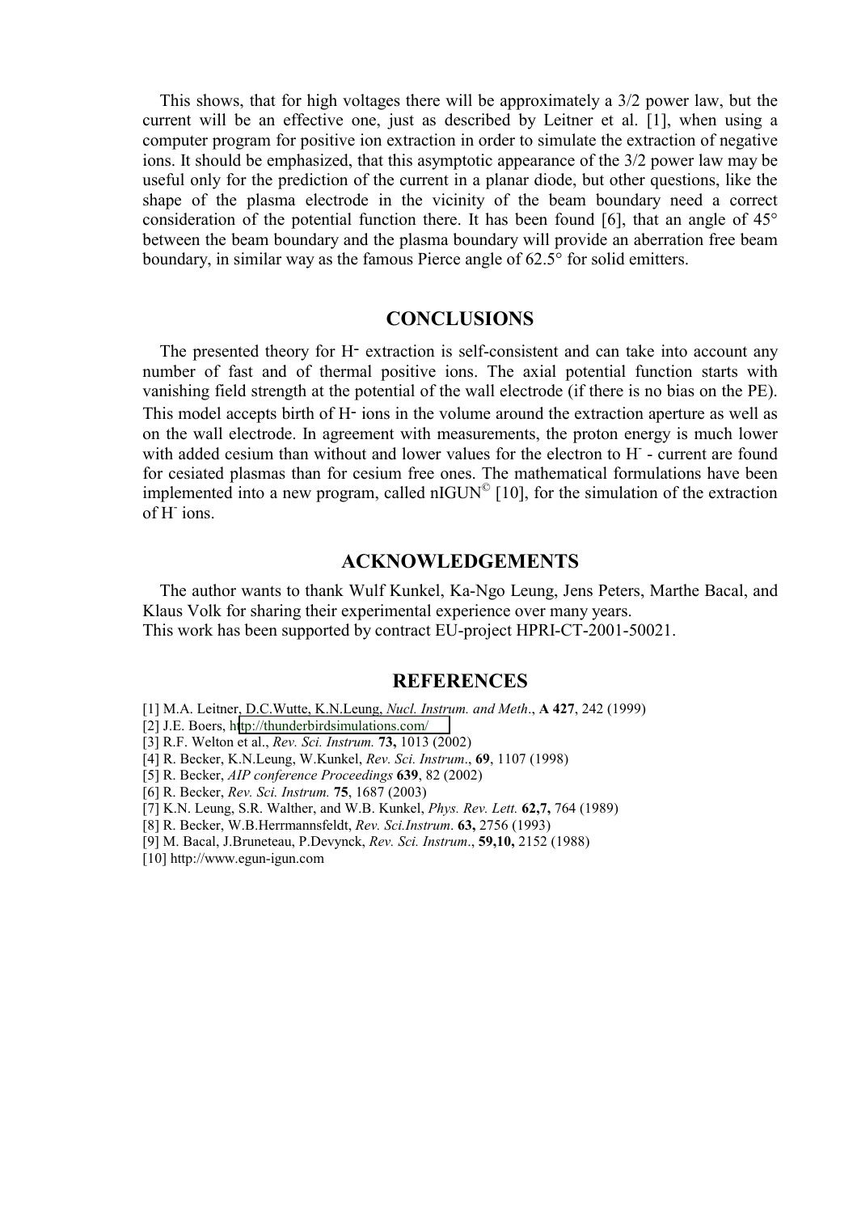This shows, that for high voltages there will be approximately a 3/2 power law, but the current will be an effective one, just as described by Leitner et al. [1], when using a computer program for positive ion extraction in order to simulate the extraction of negative ions. It should be emphasized, that this asymptotic appearance of the 3/2 power law may be useful only for the prediction of the current in a planar diode, but other questions, like the shape of the plasma electrode in the vicinity of the beam boundary need a correct consideration of the potential function there. It has been found [6], that an angle of 45° between the beam boundary and the plasma boundary will provide an aberration free beam boundary, in similar way as the famous Pierce angle of 62.5° for solid emitters.

## CONCLUSIONS

The presented theory for $H^-$ extraction is self-consistent and can take into account any number of fast and of thermal positive ions. The axial potential function starts with vanishing field strength at the potential of the wall electrode (if there is no bias on the PE). This model accepts birth of $H^-$ ions in the volume around the extraction aperture as well as on the wall electrode. In agreement with measurements, the proton energy is much lower with added cesium than without and lower values for the electron to $H^-$ - current are found for cesiated plasmas than for cesium free ones. The mathematical formulations have been implemented into a new program, called nIGUN© [10], for the simulation of the extraction of $H^-$ ions.

## ACKNOWLEDGEMENTS

The author wants to thank Wulf Kunkel, Ka-Ngo Leung, Jens Peters, Marthe Bacal, and Klaus Volk for sharing their experimental experience over many years.
This work has been supported by contract EU-project HPRI-CT-2001-50021.

## REFERENCES

[1] M.A. Leitner, D.C.Wutte, K.N.Leung, *Nucl. Instrum. and Meth*., **A 427**, 242 (1999)
[2] J.E. Boers, http://thunderbirdsimulations.com/
[3] R.F. Welton et al., *Rev. Sci. Instrum.* **73,** 1013 (2002)
[4] R. Becker, K.N.Leung, W.Kunkel, *Rev. Sci. Instrum*., **69**, 1107 (1998)
[5] R. Becker, *AIP conference Proceedings* **639**, 82 (2002)
[6] R. Becker, *Rev. Sci. Instrum.* **75**, 1687 (2003)
[7] K.N. Leung, S.R. Walther, and W.B. Kunkel, *Phys. Rev. Lett.* **62,7,** 764 (1989)
[8] R. Becker, W.B.Herrmannsfeldt, *Rev. Sci.Instrum*. **63,** 2756 (1993)
[9] M. Bacal, J.Bruneteau, P.Devynck, *Rev. Sci. Instrum*., **59,10,** 2152 (1988)
[10] http://www.egun-igun.com